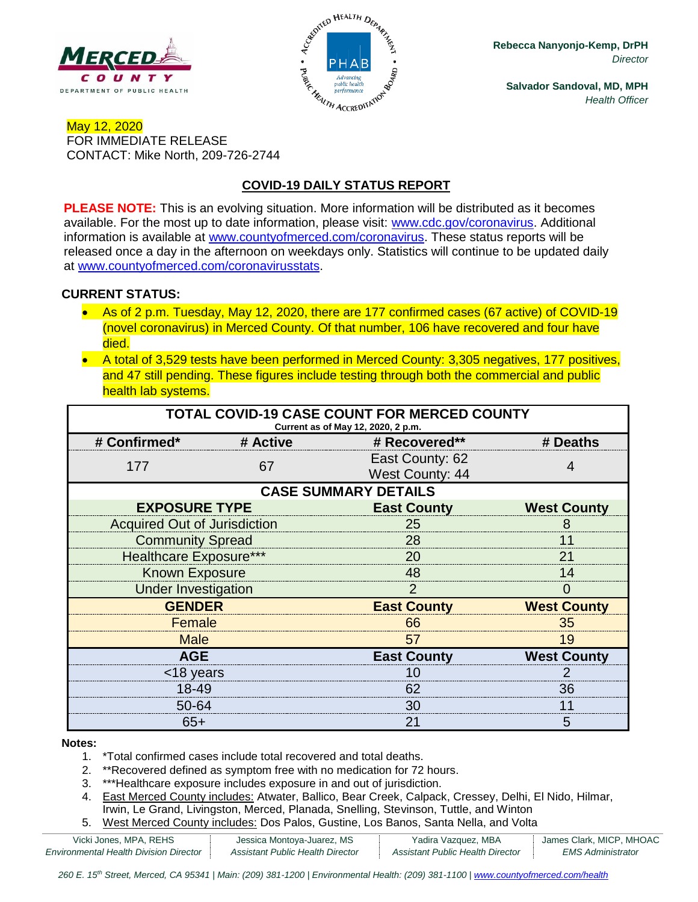Rebecca Nanyonjo-Kemp, DrPH
*Director*

Salvador Sandoval, MD, MPH
*Health Officer*

May 12, 2020
FOR IMMEDIATE RELEASE
CONTACT: Mike North, 209-726-2744

## COVID-19 DAILY STATUS REPORT

**PLEASE NOTE:** This is an evolving situation. More information will be distributed as it becomes available. For the most up to date information, please visit: www.cdc.gov/coronavirus. Additional information is available at www.countyofmerced.com/coronavirus. These status reports will be released once a day in the afternoon on weekdays only. Statistics will continue to be updated daily at www.countyofmerced.com/coronavirusstats.

**CURRENT STATUS:**

- As of 2 p.m. Tuesday, May 12, 2020, there are 177 confirmed cases (67 active) of COVID-19 (novel coronavirus) in Merced County. Of that number, 106 have recovered and four have died.
- A total of 3,529 tests have been performed in Merced County: 3,305 negatives, 177 positives, and 47 still pending. These figures include testing through both the commercial and public health lab systems.

**TOTAL COVID-19 CASE COUNT FOR MERCED COUNTY**
Current as of May 12, 2020, 2 p.m.

| # Confirmed* | # Active | # Recovered** | # Deaths |
|---|---|---|---|
| 177 | 67 | East County: 62<br>West County: 44 | 4 |

**CASE SUMMARY DETAILS**

| EXPOSURE TYPE | East County | West County |
|---|---|---|
| Acquired Out of Jurisdiction | 25 | 8 |
| Community Spread | 28 | 11 |
| Healthcare Exposure*** | 20 | 21 |
| Known Exposure | 48 | 14 |
| Under Investigation | 2 | 0 |
| **GENDER** | **East County** | **West County** |
| Female | 66 | 35 |
| Male | 57 | 19 |
| **AGE** | **East County** | **West County** |
| <18 years | 10 | 2 |
| 18-49 | 62 | 36 |
| 50-64 | 30 | 11 |
| 65+ | 21 | 5 |

**Notes:**

1. *Total confirmed cases include total recovered and total deaths.
2. **Recovered defined as symptom free with no medication for 72 hours.
3. ***Healthcare exposure includes exposure in and out of jurisdiction.
4. East Merced County includes: Atwater, Ballico, Bear Creek, Calpack, Cressey, Delhi, El Nido, Hilmar, Irwin, Le Grand, Livingston, Merced, Planada, Snelling, Stevinson, Tuttle, and Winton
5. West Merced County includes: Dos Palos, Gustine, Los Banos, Santa Nella, and Volta

Vicki Jones, MPA, REHS — *Environmental Health Division Director* | Jessica Montoya-Juarez, MS — *Assistant Public Health Director* | Yadira Vazquez, MBA — *Assistant Public Health Director* | James Clark, MICP, MHOAC — *EMS Administrator*

*260 E. 15th Street, Merced, CA 95341 | Main: (209) 381-1200 | Environmental Health: (209) 381-1100 | www.countyofmerced.com/health*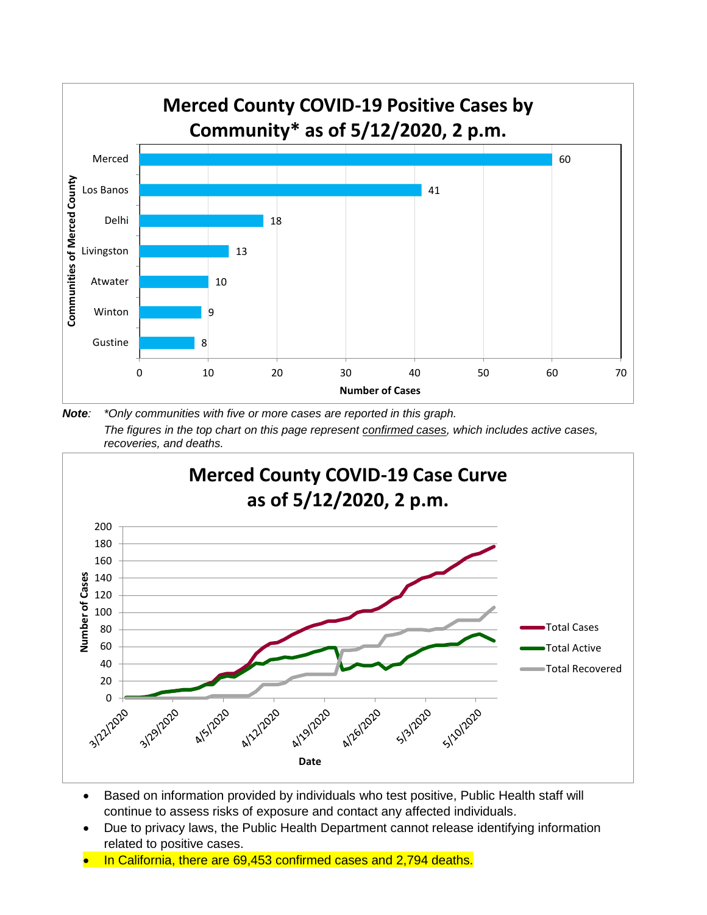## Merced County COVID-19 Positive Cases by Community* as of 5/12/2020, 2 p.m.

| Communities of Merced County | Number of Cases |
|---|---|
| Merced | 60 |
| Los Banos | 41 |
| Delhi | 18 |
| Livingston | 13 |
| Atwater | 10 |
| Winton | 9 |
| Gustine | 8 |

***Note**: \*Only communities with five or more cases are reported in this graph.*
*The figures in the top chart on this page represent confirmed cases, which includes active cases, recoveries, and deaths.*

## Merced County COVID-19 Case Curve as of 5/12/2020, 2 p.m.

Number of Cases (0–200) by Date (3/22/2020 – 5/10/2020); series: Total Cases, Total Active, Total Recovered

- Based on information provided by individuals who test positive, Public Health staff will continue to assess risks of exposure and contact any affected individuals.
- Due to privacy laws, the Public Health Department cannot release identifying information related to positive cases.
- In California, there are 69,453 confirmed cases and 2,794 deaths.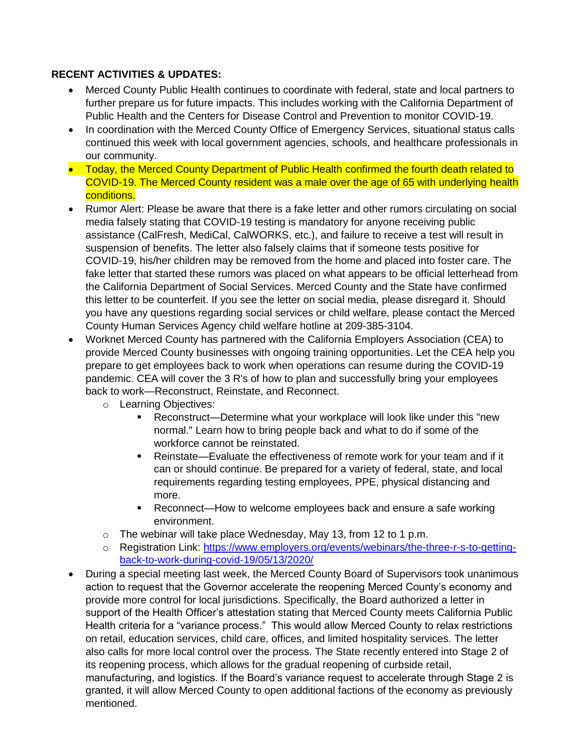**RECENT ACTIVITIES & UPDATES:**

- Merced County Public Health continues to coordinate with federal, state and local partners to further prepare us for future impacts. This includes working with the California Department of Public Health and the Centers for Disease Control and Prevention to monitor COVID-19.
- In coordination with the Merced County Office of Emergency Services, situational status calls continued this week with local government agencies, schools, and healthcare professionals in our community.
- Today, the Merced County Department of Public Health confirmed the fourth death related to COVID-19. The Merced County resident was a male over the age of 65 with underlying health conditions.
- Rumor Alert: Please be aware that there is a fake letter and other rumors circulating on social media falsely stating that COVID-19 testing is mandatory for anyone receiving public assistance (CalFresh, MediCal, CalWORKS, etc.), and failure to receive a test will result in suspension of benefits. The letter also falsely claims that if someone tests positive for COVID-19, his/her children may be removed from the home and placed into foster care. The fake letter that started these rumors was placed on what appears to be official letterhead from the California Department of Social Services. Merced County and the State have confirmed this letter to be counterfeit. If you see the letter on social media, please disregard it. Should you have any questions regarding social services or child welfare, please contact the Merced County Human Services Agency child welfare hotline at 209-385-3104.
- Worknet Merced County has partnered with the California Employers Association (CEA) to provide Merced County businesses with ongoing training opportunities. Let the CEA help you prepare to get employees back to work when operations can resume during the COVID-19 pandemic. CEA will cover the 3 R's of how to plan and successfully bring your employees back to work—Reconstruct, Reinstate, and Reconnect.
  - Learning Objectives:
    - Reconstruct—Determine what your workplace will look like under this "new normal." Learn how to bring people back and what to do if some of the workforce cannot be reinstated.
    - Reinstate—Evaluate the effectiveness of remote work for your team and if it can or should continue. Be prepared for a variety of federal, state, and local requirements regarding testing employees, PPE, physical distancing and more.
    - Reconnect—How to welcome employees back and ensure a safe working environment.
  - The webinar will take place Wednesday, May 13, from 12 to 1 p.m.
  - Registration Link: https://www.employers.org/events/webinars/the-three-r-s-to-getting-back-to-work-during-covid-19/05/13/2020/
- During a special meeting last week, the Merced County Board of Supervisors took unanimous action to request that the Governor accelerate the reopening Merced County's economy and provide more control for local jurisdictions. Specifically, the Board authorized a letter in support of the Health Officer's attestation stating that Merced County meets California Public Health criteria for a "variance process." This would allow Merced County to relax restrictions on retail, education services, child care, offices, and limited hospitality services. The letter also calls for more local control over the process. The State recently entered into Stage 2 of its reopening process, which allows for the gradual reopening of curbside retail, manufacturing, and logistics. If the Board's variance request to accelerate through Stage 2 is granted, it will allow Merced County to open additional factions of the economy as previously mentioned.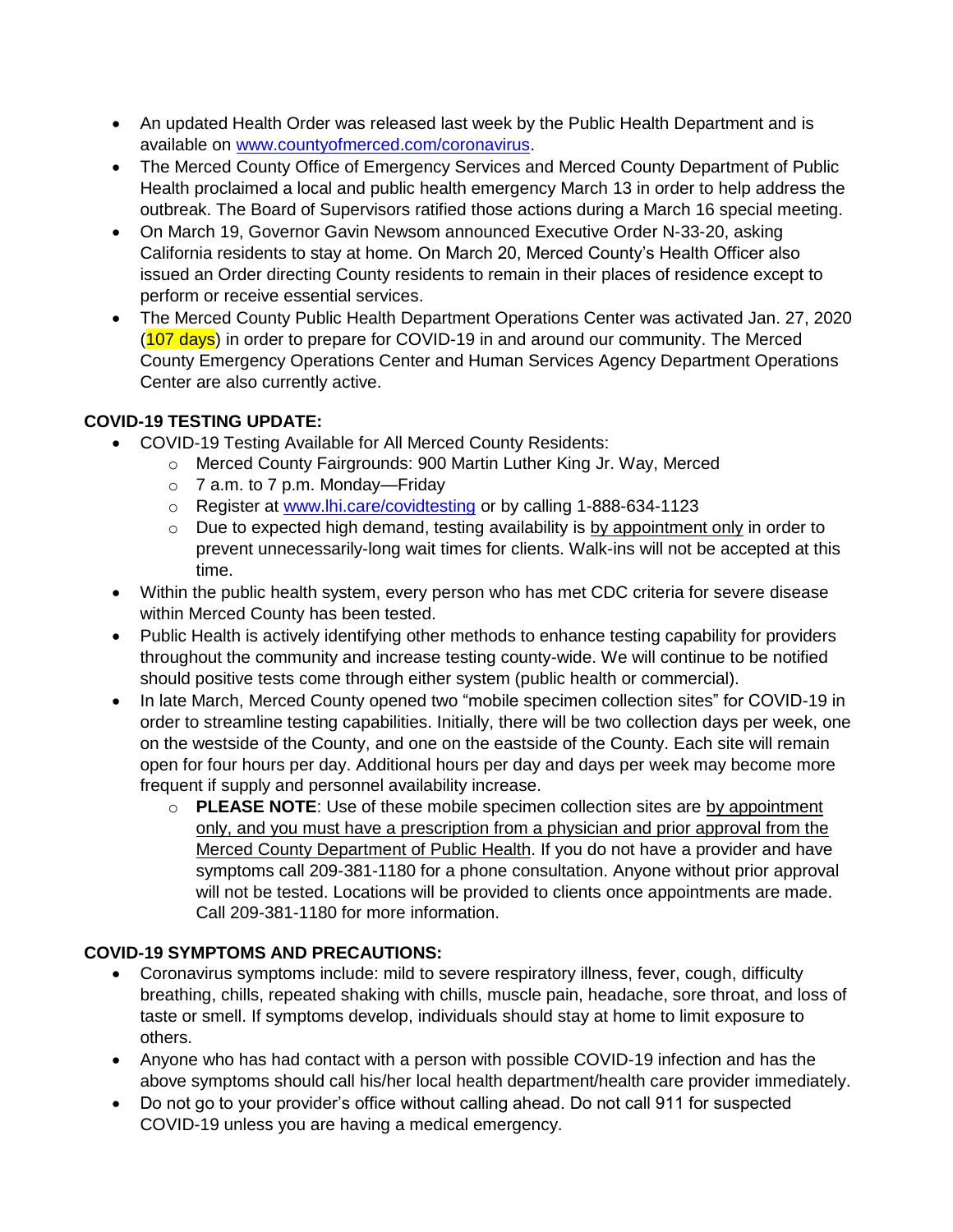- An updated Health Order was released last week by the Public Health Department and is available on www.countyofmerced.com/coronavirus.
- The Merced County Office of Emergency Services and Merced County Department of Public Health proclaimed a local and public health emergency March 13 in order to help address the outbreak. The Board of Supervisors ratified those actions during a March 16 special meeting.
- On March 19, Governor Gavin Newsom announced Executive Order N-33-20, asking California residents to stay at home. On March 20, Merced County's Health Officer also issued an Order directing County residents to remain in their places of residence except to perform or receive essential services.
- The Merced County Public Health Department Operations Center was activated Jan. 27, 2020 (107 days) in order to prepare for COVID-19 in and around our community. The Merced County Emergency Operations Center and Human Services Agency Department Operations Center are also currently active.

**COVID-19 TESTING UPDATE:**

- COVID-19 Testing Available for All Merced County Residents:
  - Merced County Fairgrounds: 900 Martin Luther King Jr. Way, Merced
  - 7 a.m. to 7 p.m. Monday—Friday
  - Register at www.lhi.care/covidtesting or by calling 1-888-634-1123
  - Due to expected high demand, testing availability is by appointment only in order to prevent unnecessarily-long wait times for clients. Walk-ins will not be accepted at this time.
- Within the public health system, every person who has met CDC criteria for severe disease within Merced County has been tested.
- Public Health is actively identifying other methods to enhance testing capability for providers throughout the community and increase testing county-wide. We will continue to be notified should positive tests come through either system (public health or commercial).
- In late March, Merced County opened two "mobile specimen collection sites" for COVID-19 in order to streamline testing capabilities. Initially, there will be two collection days per week, one on the westside of the County, and one on the eastside of the County. Each site will remain open for four hours per day. Additional hours per day and days per week may become more frequent if supply and personnel availability increase.
  - **PLEASE NOTE**: Use of these mobile specimen collection sites are by appointment only, and you must have a prescription from a physician and prior approval from the Merced County Department of Public Health. If you do not have a provider and have symptoms call 209-381-1180 for a phone consultation. Anyone without prior approval will not be tested. Locations will be provided to clients once appointments are made. Call 209-381-1180 for more information.

**COVID-19 SYMPTOMS AND PRECAUTIONS:**

- Coronavirus symptoms include: mild to severe respiratory illness, fever, cough, difficulty breathing, chills, repeated shaking with chills, muscle pain, headache, sore throat, and loss of taste or smell. If symptoms develop, individuals should stay at home to limit exposure to others.
- Anyone who has had contact with a person with possible COVID-19 infection and has the above symptoms should call his/her local health department/health care provider immediately.
- Do not go to your provider's office without calling ahead. Do not call 911 for suspected COVID-19 unless you are having a medical emergency.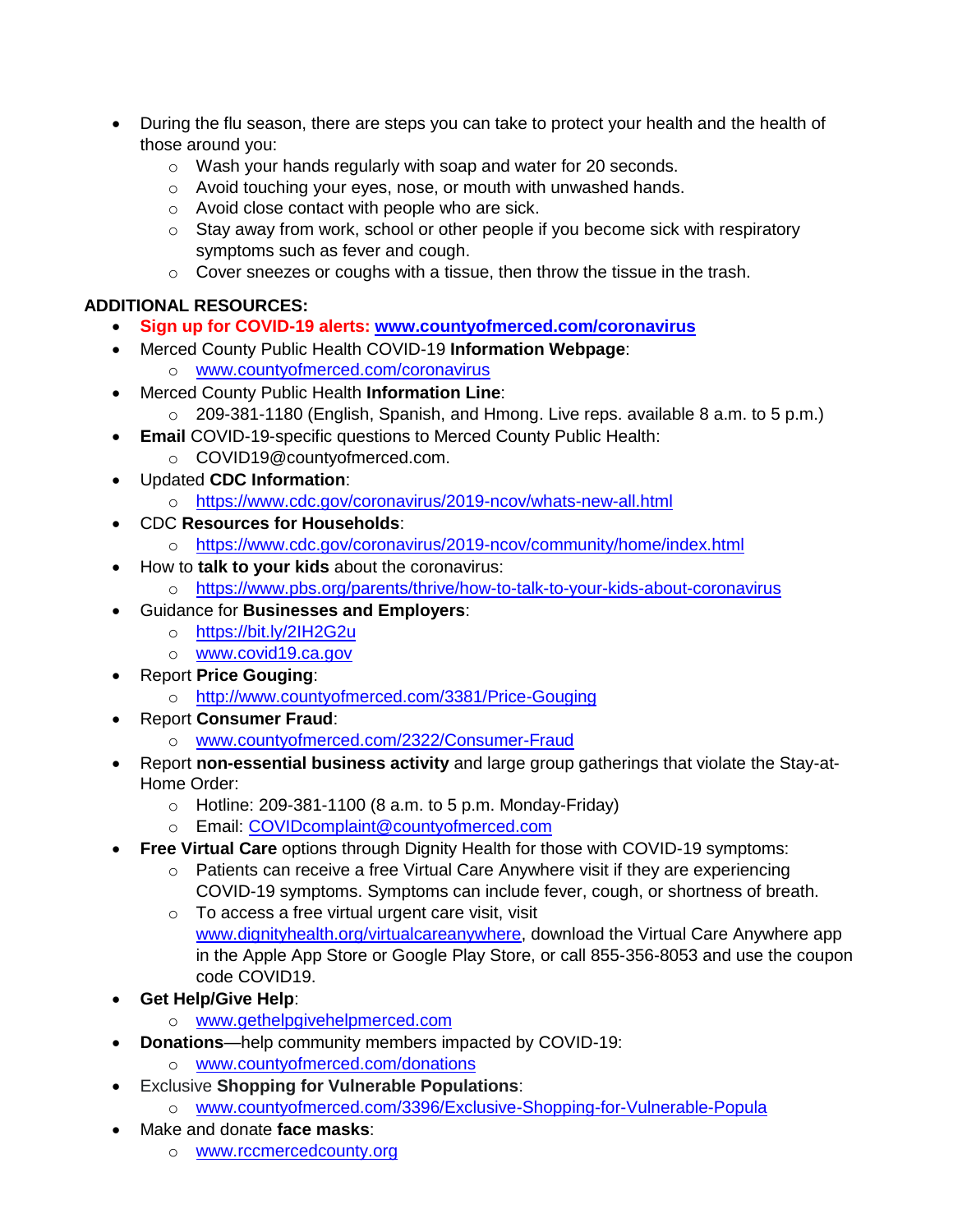- During the flu season, there are steps you can take to protect your health and the health of those around you:
  - Wash your hands regularly with soap and water for 20 seconds.
  - Avoid touching your eyes, nose, or mouth with unwashed hands.
  - Avoid close contact with people who are sick.
  - Stay away from work, school or other people if you become sick with respiratory symptoms such as fever and cough.
  - Cover sneezes or coughs with a tissue, then throw the tissue in the trash.

**ADDITIONAL RESOURCES:**

- **Sign up for COVID-19 alerts: www.countyofmerced.com/coronavirus**
- Merced County Public Health COVID-19 **Information Webpage**:
  - www.countyofmerced.com/coronavirus
- Merced County Public Health **Information Line**:
  - 209-381-1180 (English, Spanish, and Hmong. Live reps. available 8 a.m. to 5 p.m.)
- **Email** COVID-19-specific questions to Merced County Public Health:
  - COVID19@countyofmerced.com.
- Updated **CDC Information**:
  - https://www.cdc.gov/coronavirus/2019-ncov/whats-new-all.html
- CDC **Resources for Households**:
  - https://www.cdc.gov/coronavirus/2019-ncov/community/home/index.html
- How to **talk to your kids** about the coronavirus:
  - https://www.pbs.org/parents/thrive/how-to-talk-to-your-kids-about-coronavirus
- Guidance for **Businesses and Employers**:
  - https://bit.ly/2IH2G2u
  - www.covid19.ca.gov
- Report **Price Gouging**:
  - http://www.countyofmerced.com/3381/Price-Gouging
- Report **Consumer Fraud**:
  - www.countyofmerced.com/2322/Consumer-Fraud
- Report **non-essential business activity** and large group gatherings that violate the Stay-at-Home Order:
  - Hotline: 209-381-1100 (8 a.m. to 5 p.m. Monday-Friday)
  - Email: COVIDcomplaint@countyofmerced.com
- **Free Virtual Care** options through Dignity Health for those with COVID-19 symptoms:
  - Patients can receive a free Virtual Care Anywhere visit if they are experiencing COVID-19 symptoms. Symptoms can include fever, cough, or shortness of breath.
  - To access a free virtual urgent care visit, visit www.dignityhealth.org/virtualcareanywhere, download the Virtual Care Anywhere app in the Apple App Store or Google Play Store, or call 855-356-8053 and use the coupon code COVID19.
- **Get Help/Give Help**:
  - www.gethelpgivehelpmerced.com
- **Donations**—help community members impacted by COVID-19:
  - www.countyofmerced.com/donations
- Exclusive **Shopping for Vulnerable Populations**:
  - www.countyofmerced.com/3396/Exclusive-Shopping-for-Vulnerable-Popula
- Make and donate **face masks**:
  - www.rccmercedcounty.org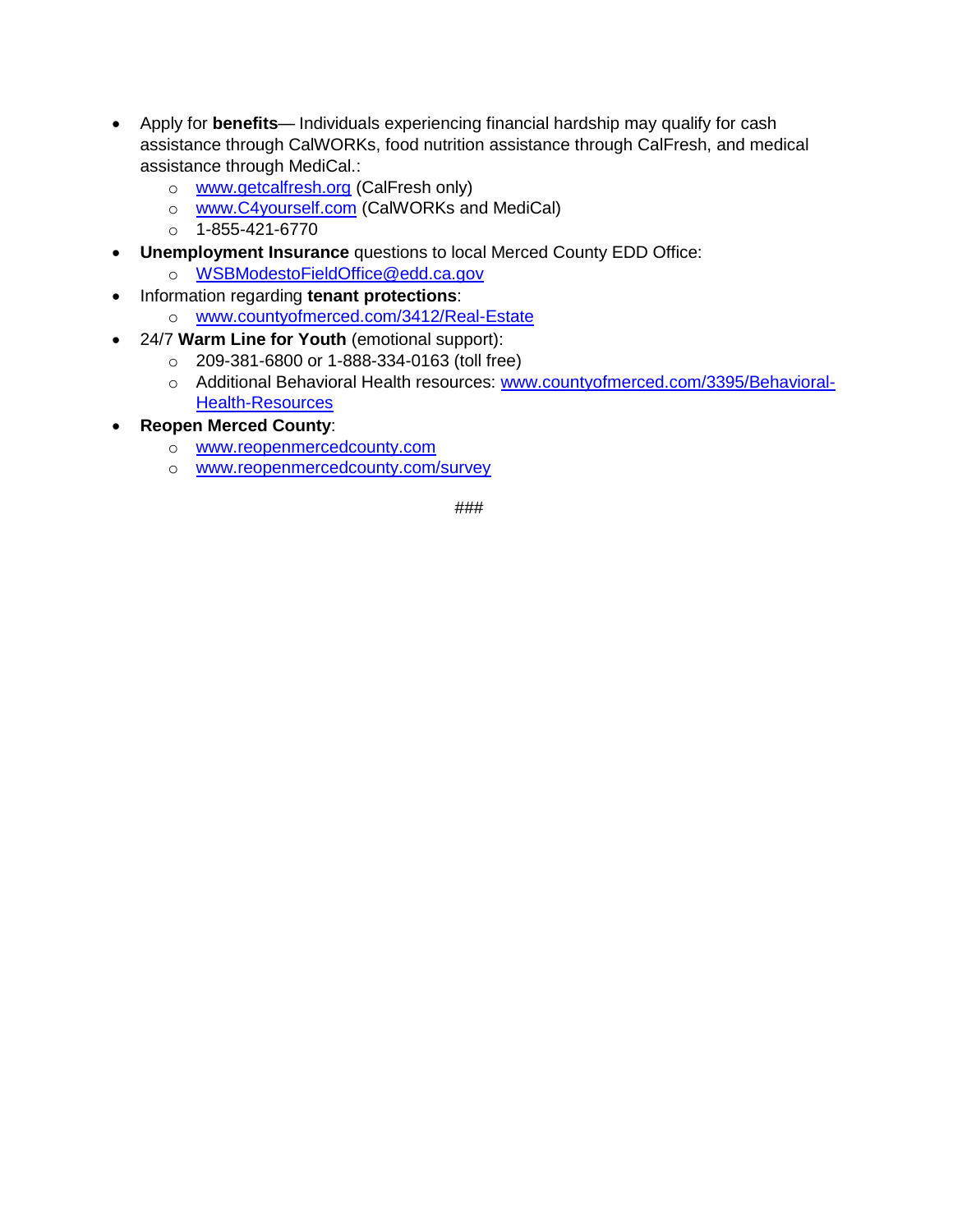- Apply for **benefits**— Individuals experiencing financial hardship may qualify for cash assistance through CalWORKs, food nutrition assistance through CalFresh, and medical assistance through MediCal.:
  - www.getcalfresh.org (CalFresh only)
  - www.C4yourself.com (CalWORKs and MediCal)
  - 1-855-421-6770
- **Unemployment Insurance** questions to local Merced County EDD Office:
  - WSBModestoFieldOffice@edd.ca.gov
- Information regarding **tenant protections**:
  - www.countyofmerced.com/3412/Real-Estate
- 24/7 **Warm Line for Youth** (emotional support):
  - 209-381-6800 or 1-888-334-0163 (toll free)
  - Additional Behavioral Health resources: www.countyofmerced.com/3395/Behavioral-Health-Resources
- **Reopen Merced County**:
  - www.reopenmercedcounty.com
  - www.reopenmercedcounty.com/survey

###